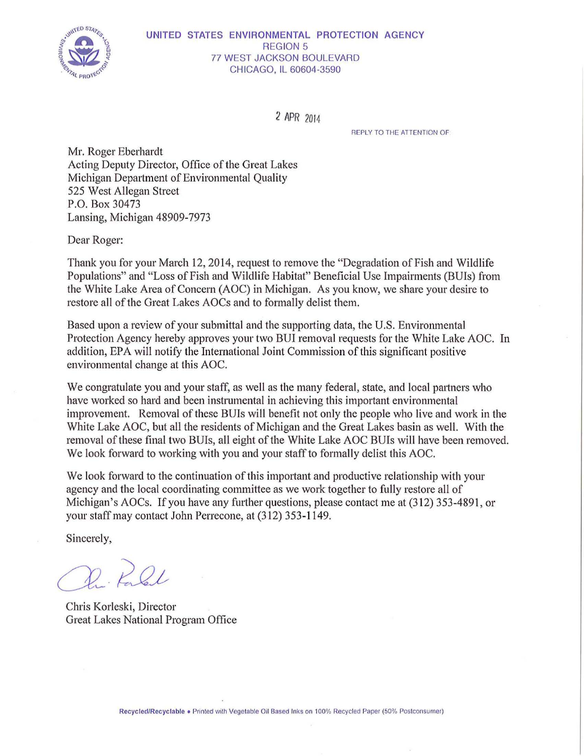UNITED STATES ENVIRONMENTAL PROTECTION AGENCY
REGION 5
77 WEST JACKSON BOULEVARD
CHICAGO, IL 60604-3590

2 APR 2014

REPLY TO THE ATTENTION OF

Mr. Roger Eberhardt
Acting Deputy Director, Office of the Great Lakes
Michigan Department of Environmental Quality
525 West Allegan Street
P.O. Box 30473
Lansing, Michigan 48909-7973

Dear Roger:

Thank you for your March 12, 2014, request to remove the "Degradation of Fish and Wildlife Populations" and "Loss of Fish and Wildlife Habitat" Beneficial Use Impairments (BUIs) from the White Lake Area of Concern (AOC) in Michigan. As you know, we share your desire to restore all of the Great Lakes AOCs and to formally delist them.

Based upon a review of your submittal and the supporting data, the U.S. Environmental Protection Agency hereby approves your two BUI removal requests for the White Lake AOC. In addition, EPA will notify the International Joint Commission of this significant positive environmental change at this AOC.

We congratulate you and your staff, as well as the many federal, state, and local partners who have worked so hard and been instrumental in achieving this important environmental improvement. Removal of these BUIs will benefit not only the people who live and work in the White Lake AOC, but all the residents of Michigan and the Great Lakes basin as well. With the removal of these final two BUIs, all eight of the White Lake AOC BUIs will have been removed. We look forward to working with you and your staff to formally delist this AOC.

We look forward to the continuation of this important and productive relationship with your agency and the local coordinating committee as we work together to fully restore all of Michigan's AOCs. If you have any further questions, please contact me at (312) 353-4891, or your staff may contact John Perrecone, at (312) 353-1149.

Sincerely,

Chris Korleski, Director
Great Lakes National Program Office

Recycled/Recyclable • Printed with Vegetable Oil Based Inks on 100% Recycled Paper (50% Postconsumer)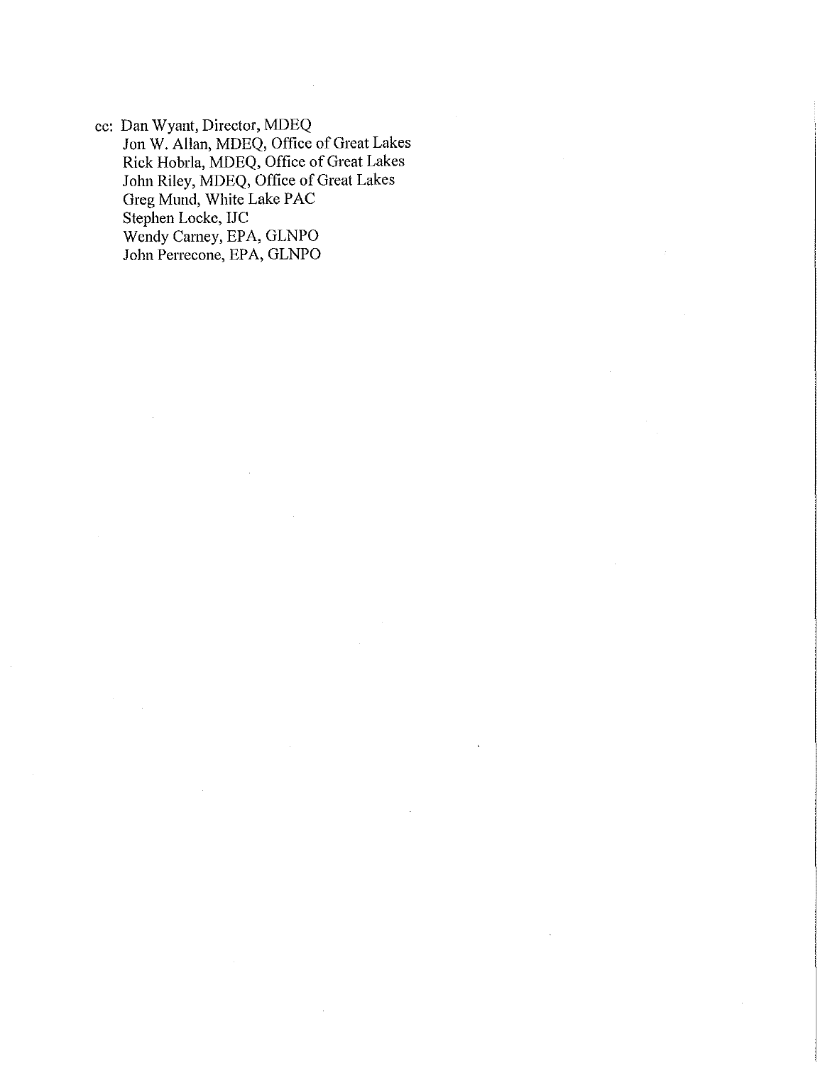cc: Dan Wyant, Director, MDEQ  
Jon W. Allan, MDEQ, Office of Great Lakes  
Rick Hobrla, MDEQ, Office of Great Lakes  
John Riley, MDEQ, Office of Great Lakes  
Greg Mund, White Lake PAC  
Stephen Locke, IJC  
Wendy Carney, EPA, GLNPO  
John Perrecone, EPA, GLNPO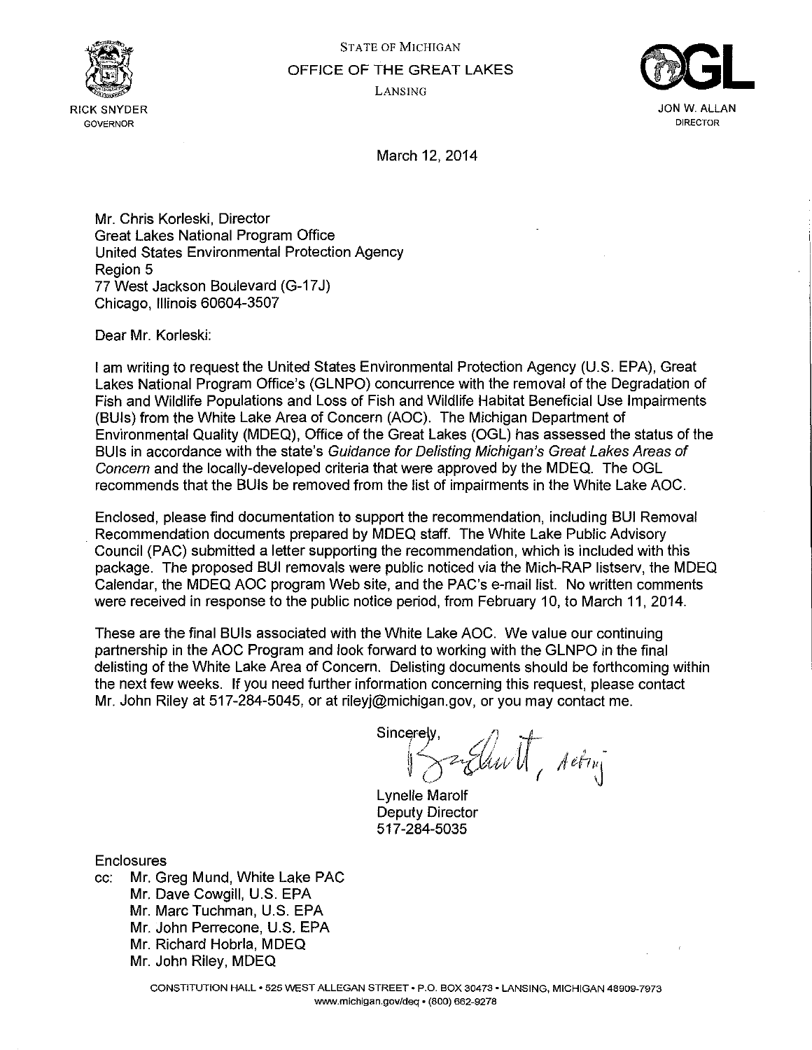STATE OF MICHIGAN

OFFICE OF THE GREAT LAKES

LANSING

RICK SNYDER
GOVERNOR

JON W. ALLAN
DIRECTOR

March 12, 2014

Mr. Chris Korleski, Director
Great Lakes National Program Office
United States Environmental Protection Agency
Region 5
77 West Jackson Boulevard (G-17J)
Chicago, Illinois 60604-3507

Dear Mr. Korleski:

I am writing to request the United States Environmental Protection Agency (U.S. EPA), Great Lakes National Program Office's (GLNPO) concurrence with the removal of the Degradation of Fish and Wildlife Populations and Loss of Fish and Wildlife Habitat Beneficial Use Impairments (BUIs) from the White Lake Area of Concern (AOC). The Michigan Department of Environmental Quality (MDEQ), Office of the Great Lakes (OGL) has assessed the status of the BUIs in accordance with the state's *Guidance for Delisting Michigan's Great Lakes Areas of Concern* and the locally-developed criteria that were approved by the MDEQ. The OGL recommends that the BUIs be removed from the list of impairments in the White Lake AOC.

Enclosed, please find documentation to support the recommendation, including BUI Removal Recommendation documents prepared by MDEQ staff. The White Lake Public Advisory Council (PAC) submitted a letter supporting the recommendation, which is included with this package. The proposed BUI removals were public noticed via the Mich-RAP listserv, the MDEQ Calendar, the MDEQ AOC program Web site, and the PAC's e-mail list. No written comments were received in response to the public notice period, from February 10, to March 11, 2014.

These are the final BUIs associated with the White Lake AOC. We value our continuing partnership in the AOC Program and look forward to working with the GLNPO in the final delisting of the White Lake Area of Concern. Delisting documents should be forthcoming within the next few weeks. If you need further information concerning this request, please contact Mr. John Riley at 517-284-5045, or at rileyj@michigan.gov, or you may contact me.

Sincerely,

Lynelle Marolf
Deputy Director
517-284-5035

Enclosures

cc: Mr. Greg Mund, White Lake PAC
Mr. Dave Cowgill, U.S. EPA
Mr. Marc Tuchman, U.S. EPA
Mr. John Perrecone, U.S. EPA
Mr. Richard Hobrla, MDEQ
Mr. John Riley, MDEQ

CONSTITUTION HALL • 525 WEST ALLEGAN STREET • P.O. BOX 30473 • LANSING, MICHIGAN 48909-7973
www.michigan.gov/deq • (800) 662-9278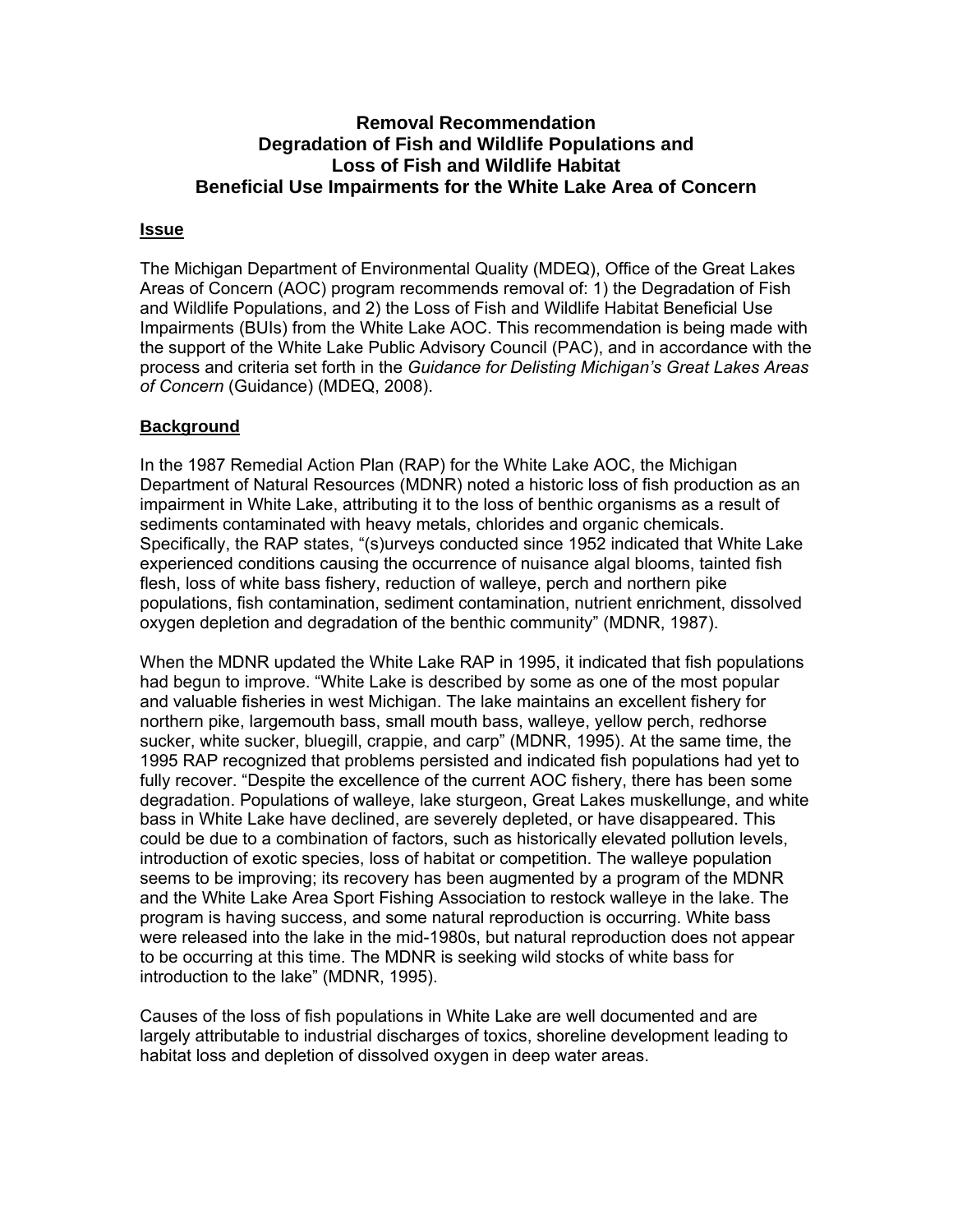# Removal Recommendation
# Degradation of Fish and Wildlife Populations and Loss of Fish and Wildlife Habitat Beneficial Use Impairments for the White Lake Area of Concern

## Issue

The Michigan Department of Environmental Quality (MDEQ), Office of the Great Lakes Areas of Concern (AOC) program recommends removal of: 1) the Degradation of Fish and Wildlife Populations, and 2) the Loss of Fish and Wildlife Habitat Beneficial Use Impairments (BUIs) from the White Lake AOC. This recommendation is being made with the support of the White Lake Public Advisory Council (PAC), and in accordance with the process and criteria set forth in the *Guidance for Delisting Michigan's Great Lakes Areas of Concern* (Guidance) (MDEQ, 2008).

## Background

In the 1987 Remedial Action Plan (RAP) for the White Lake AOC, the Michigan Department of Natural Resources (MDNR) noted a historic loss of fish production as an impairment in White Lake, attributing it to the loss of benthic organisms as a result of sediments contaminated with heavy metals, chlorides and organic chemicals. Specifically, the RAP states, "(s)urveys conducted since 1952 indicated that White Lake experienced conditions causing the occurrence of nuisance algal blooms, tainted fish flesh, loss of white bass fishery, reduction of walleye, perch and northern pike populations, fish contamination, sediment contamination, nutrient enrichment, dissolved oxygen depletion and degradation of the benthic community" (MDNR, 1987).

When the MDNR updated the White Lake RAP in 1995, it indicated that fish populations had begun to improve. "White Lake is described by some as one of the most popular and valuable fisheries in west Michigan. The lake maintains an excellent fishery for northern pike, largemouth bass, small mouth bass, walleye, yellow perch, redhorse sucker, white sucker, bluegill, crappie, and carp" (MDNR, 1995). At the same time, the 1995 RAP recognized that problems persisted and indicated fish populations had yet to fully recover. "Despite the excellence of the current AOC fishery, there has been some degradation. Populations of walleye, lake sturgeon, Great Lakes muskellunge, and white bass in White Lake have declined, are severely depleted, or have disappeared. This could be due to a combination of factors, such as historically elevated pollution levels, introduction of exotic species, loss of habitat or competition. The walleye population seems to be improving; its recovery has been augmented by a program of the MDNR and the White Lake Area Sport Fishing Association to restock walleye in the lake. The program is having success, and some natural reproduction is occurring. White bass were released into the lake in the mid-1980s, but natural reproduction does not appear to be occurring at this time. The MDNR is seeking wild stocks of white bass for introduction to the lake" (MDNR, 1995).

Causes of the loss of fish populations in White Lake are well documented and are largely attributable to industrial discharges of toxics, shoreline development leading to habitat loss and depletion of dissolved oxygen in deep water areas.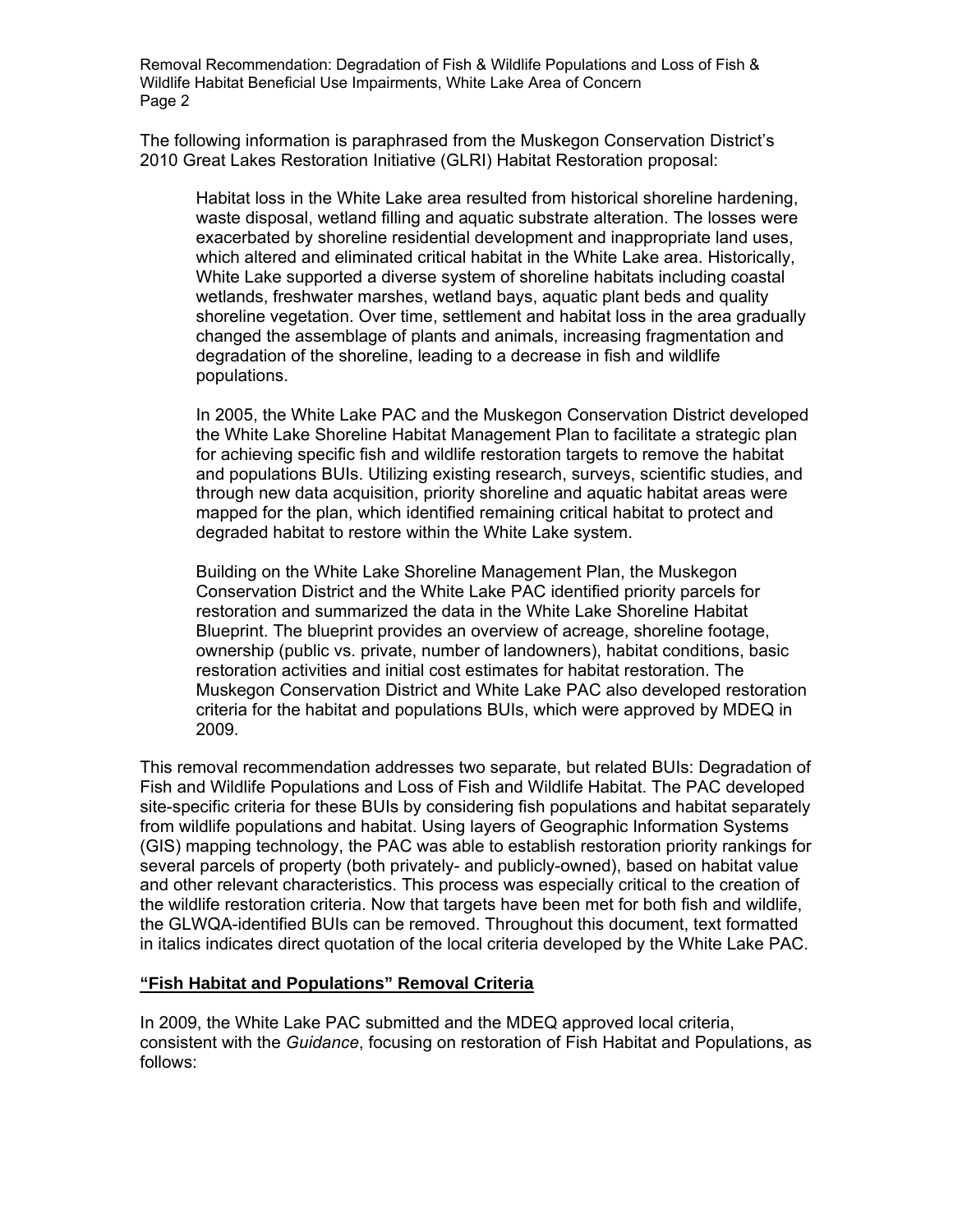The following information is paraphrased from the Muskegon Conservation District's 2010 Great Lakes Restoration Initiative (GLRI) Habitat Restoration proposal:

> Habitat loss in the White Lake area resulted from historical shoreline hardening, waste disposal, wetland filling and aquatic substrate alteration. The losses were exacerbated by shoreline residential development and inappropriate land uses, which altered and eliminated critical habitat in the White Lake area. Historically, White Lake supported a diverse system of shoreline habitats including coastal wetlands, freshwater marshes, wetland bays, aquatic plant beds and quality shoreline vegetation. Over time, settlement and habitat loss in the area gradually changed the assemblage of plants and animals, increasing fragmentation and degradation of the shoreline, leading to a decrease in fish and wildlife populations.
>
> In 2005, the White Lake PAC and the Muskegon Conservation District developed the White Lake Shoreline Habitat Management Plan to facilitate a strategic plan for achieving specific fish and wildlife restoration targets to remove the habitat and populations BUIs. Utilizing existing research, surveys, scientific studies, and through new data acquisition, priority shoreline and aquatic habitat areas were mapped for the plan, which identified remaining critical habitat to protect and degraded habitat to restore within the White Lake system.
>
> Building on the White Lake Shoreline Management Plan, the Muskegon Conservation District and the White Lake PAC identified priority parcels for restoration and summarized the data in the White Lake Shoreline Habitat Blueprint. The blueprint provides an overview of acreage, shoreline footage, ownership (public vs. private, number of landowners), habitat conditions, basic restoration activities and initial cost estimates for habitat restoration. The Muskegon Conservation District and White Lake PAC also developed restoration criteria for the habitat and populations BUIs, which were approved by MDEQ in 2009.

This removal recommendation addresses two separate, but related BUIs: Degradation of Fish and Wildlife Populations and Loss of Fish and Wildlife Habitat. The PAC developed site-specific criteria for these BUIs by considering fish populations and habitat separately from wildlife populations and habitat. Using layers of Geographic Information Systems (GIS) mapping technology, the PAC was able to establish restoration priority rankings for several parcels of property (both privately- and publicly-owned), based on habitat value and other relevant characteristics. This process was especially critical to the creation of the wildlife restoration criteria. Now that targets have been met for both fish and wildlife, the GLWQA-identified BUIs can be removed. Throughout this document, text formatted in italics indicates direct quotation of the local criteria developed by the White Lake PAC.

## **"Fish Habitat and Populations" Removal Criteria**

In 2009, the White Lake PAC submitted and the MDEQ approved local criteria, consistent with the *Guidance*, focusing on restoration of Fish Habitat and Populations, as follows: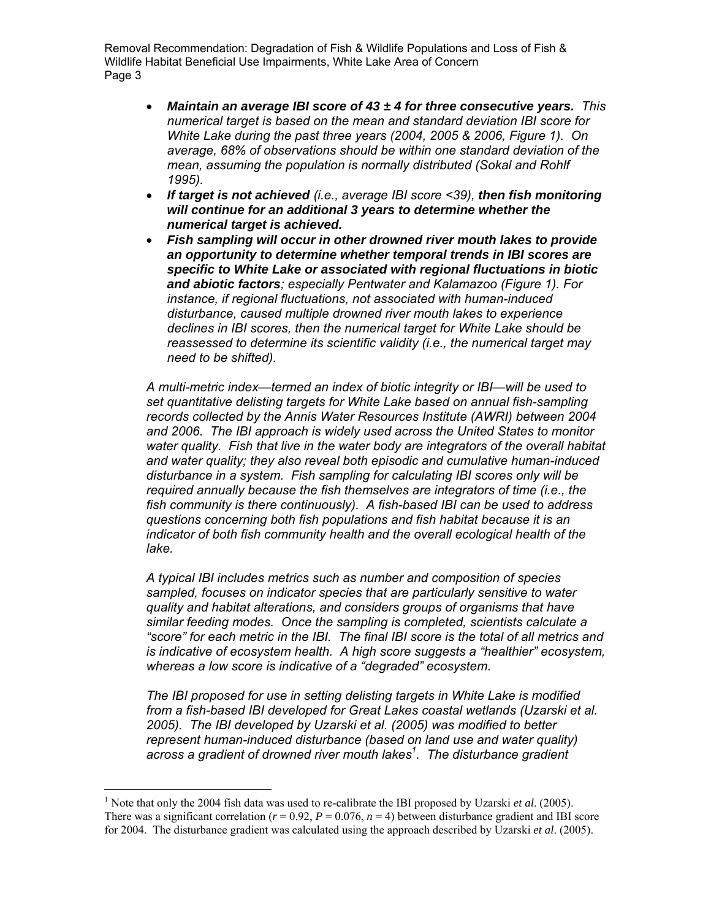- ***Maintain an average IBI score of 43 ± 4 for three consecutive years.*** *This numerical target is based on the mean and standard deviation IBI score for White Lake during the past three years (2004, 2005 & 2006, Figure 1). On average, 68% of observations should be within one standard deviation of the mean, assuming the population is normally distributed (Sokal and Rohlf 1995).*
- ***If target is not achieved*** *(i.e., average IBI score <39),* ***then fish monitoring will continue for an additional 3 years to determine whether the numerical target is achieved.***
- ***Fish sampling will occur in other drowned river mouth lakes to provide an opportunity to determine whether temporal trends in IBI scores are specific to White Lake or associated with regional fluctuations in biotic and abiotic factors****; especially Pentwater and Kalamazoo (Figure 1). For instance, if regional fluctuations, not associated with human-induced disturbance, caused multiple drowned river mouth lakes to experience declines in IBI scores, then the numerical target for White Lake should be reassessed to determine its scientific validity (i.e., the numerical target may need to be shifted).*

*A multi-metric index—termed an index of biotic integrity or IBI—will be used to set quantitative delisting targets for White Lake based on annual fish-sampling records collected by the Annis Water Resources Institute (AWRI) between 2004 and 2006. The IBI approach is widely used across the United States to monitor water quality. Fish that live in the water body are integrators of the overall habitat and water quality; they also reveal both episodic and cumulative human-induced disturbance in a system. Fish sampling for calculating IBI scores only will be required annually because the fish themselves are integrators of time (i.e., the fish community is there continuously). A fish-based IBI can be used to address questions concerning both fish populations and fish habitat because it is an indicator of both fish community health and the overall ecological health of the lake.*

*A typical IBI includes metrics such as number and composition of species sampled, focuses on indicator species that are particularly sensitive to water quality and habitat alterations, and considers groups of organisms that have similar feeding modes. Once the sampling is completed, scientists calculate a "score" for each metric in the IBI. The final IBI score is the total of all metrics and is indicative of ecosystem health. A high score suggests a "healthier" ecosystem, whereas a low score is indicative of a "degraded" ecosystem.*

*The IBI proposed for use in setting delisting targets in White Lake is modified from a fish-based IBI developed for Great Lakes coastal wetlands (Uzarski et al. 2005). The IBI developed by Uzarski et al. (2005) was modified to better represent human-induced disturbance (based on land use and water quality) across a gradient of drowned river mouth lakes*[1]*. The disturbance gradient*

[1] Note that only the 2004 fish data was used to re-calibrate the IBI proposed by Uzarski *et al*. (2005). There was a significant correlation ($r = 0.92$, $P = 0.076$, $n = 4$) between disturbance gradient and IBI score for 2004. The disturbance gradient was calculated using the approach described by Uzarski *et al*. (2005).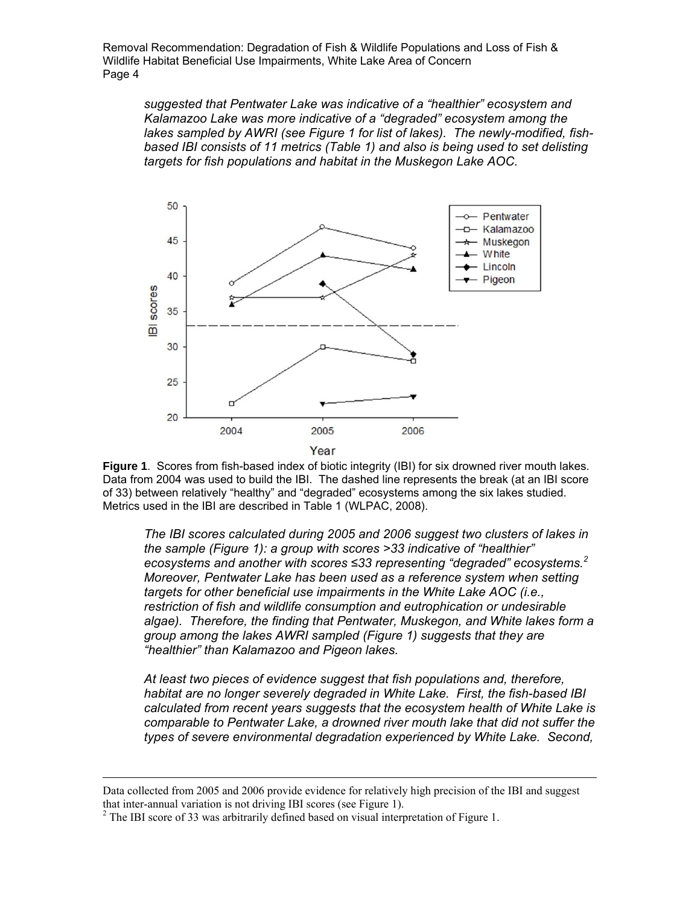*suggested that Pentwater Lake was indicative of a "healthier" ecosystem and Kalamazoo Lake was more indicative of a "degraded" ecosystem among the lakes sampled by AWRI (see Figure 1 for list of lakes). The newly-modified, fish-based IBI consists of 11 metrics (Table 1) and also is being used to set delisting targets for fish populations and habitat in the Muskegon Lake AOC.*

**Figure 1**. Scores from fish-based index of biotic integrity (IBI) for six drowned river mouth lakes. Data from 2004 was used to build the IBI. The dashed line represents the break (at an IBI score of 33) between relatively "healthy" and "degraded" ecosystems among the six lakes studied. Metrics used in the IBI are described in Table 1 (WLPAC, 2008).

*The IBI scores calculated during 2005 and 2006 suggest two clusters of lakes in the sample (Figure 1): a group with scores >33 indicative of "healthier" ecosystems and another with scores ≤33 representing "degraded" ecosystems.*[2] *Moreover, Pentwater Lake has been used as a reference system when setting targets for other beneficial use impairments in the White Lake AOC (i.e., restriction of fish and wildlife consumption and eutrophication or undesirable algae). Therefore, the finding that Pentwater, Muskegon, and White lakes form a group among the lakes AWRI sampled (Figure 1) suggests that they are "healthier" than Kalamazoo and Pigeon lakes.*

*At least two pieces of evidence suggest that fish populations and, therefore, habitat are no longer severely degraded in White Lake. First, the fish-based IBI calculated from recent years suggests that the ecosystem health of White Lake is comparable to Pentwater Lake, a drowned river mouth lake that did not suffer the types of severe environmental degradation experienced by White Lake. Second,*

---

Data collected from 2005 and 2006 provide evidence for relatively high precision of the IBI and suggest that inter-annual variation is not driving IBI scores (see Figure 1).

[2] The IBI score of 33 was arbitrarily defined based on visual interpretation of Figure 1.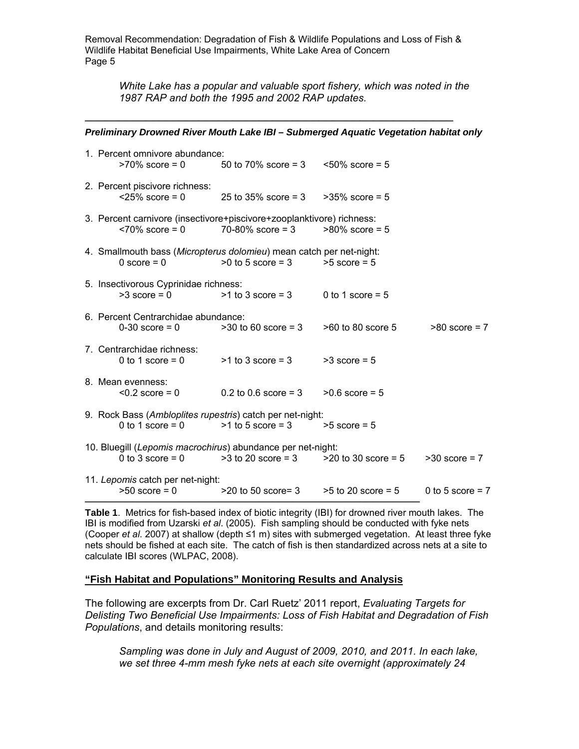*White Lake has a popular and valuable sport fishery, which was noted in the 1987 RAP and both the 1995 and 2002 RAP updates.*

---

***Preliminary Drowned River Mouth Lake IBI – Submerged Aquatic Vegetation habitat only***

1. Percent omnivore abundance:
   >70% score = 0 50 to 70% score = 3 <50% score = 5

2. Percent piscivore richness:
   <25% score = 0 25 to 35% score = 3 >35% score = 5

3. Percent carnivore (insectivore+piscivore+zooplanktivore) richness:
   <70% score = 0 70-80% score = 3 >80% score = 5

4. Smallmouth bass (*Micropterus dolomieu*) mean catch per net-night:
   0 score = 0 >0 to 5 score = 3 >5 score = 5

5. Insectivorous Cyprinidae richness:
   >3 score = 0 >1 to 3 score = 3 0 to 1 score = 5

6. Percent Centrarchidae abundance:
   0-30 score = 0 >30 to 60 score = 3 >60 to 80 score 5 >80 score = 7

7. Centrarchidae richness:
   0 to 1 score = 0 >1 to 3 score = 3 >3 score = 5

8. Mean evenness:
   <0.2 score = 0 0.2 to 0.6 score = 3 >0.6 score = 5

9. Rock Bass (*Ambloplites rupestris*) catch per net-night:
   0 to 1 score = 0 >1 to 5 score = 3 >5 score = 5

10. Bluegill (*Lepomis macrochirus*) abundance per net-night:
    0 to 3 score = 0 >3 to 20 score = 3 >20 to 30 score = 5 >30 score = 7

11. *Lepomis* catch per net-night:
    >50 score = 0 >20 to 50 score= 3 >5 to 20 score = 5 0 to 5 score = 7

---

**Table 1**. Metrics for fish-based index of biotic integrity (IBI) for drowned river mouth lakes. The IBI is modified from Uzarski *et al*. (2005). Fish sampling should be conducted with fyke nets (Cooper *et al*. 2007) at shallow (depth ≤1 m) sites with submerged vegetation. At least three fyke nets should be fished at each site. The catch of fish is then standardized across nets at a site to calculate IBI scores (WLPAC, 2008).

## "Fish Habitat and Populations" Monitoring Results and Analysis

The following are excerpts from Dr. Carl Ruetz' 2011 report, *Evaluating Targets for Delisting Two Beneficial Use Impairments: Loss of Fish Habitat and Degradation of Fish Populations*, and details monitoring results:

*Sampling was done in July and August of 2009, 2010, and 2011. In each lake, we set three 4-mm mesh fyke nets at each site overnight (approximately 24*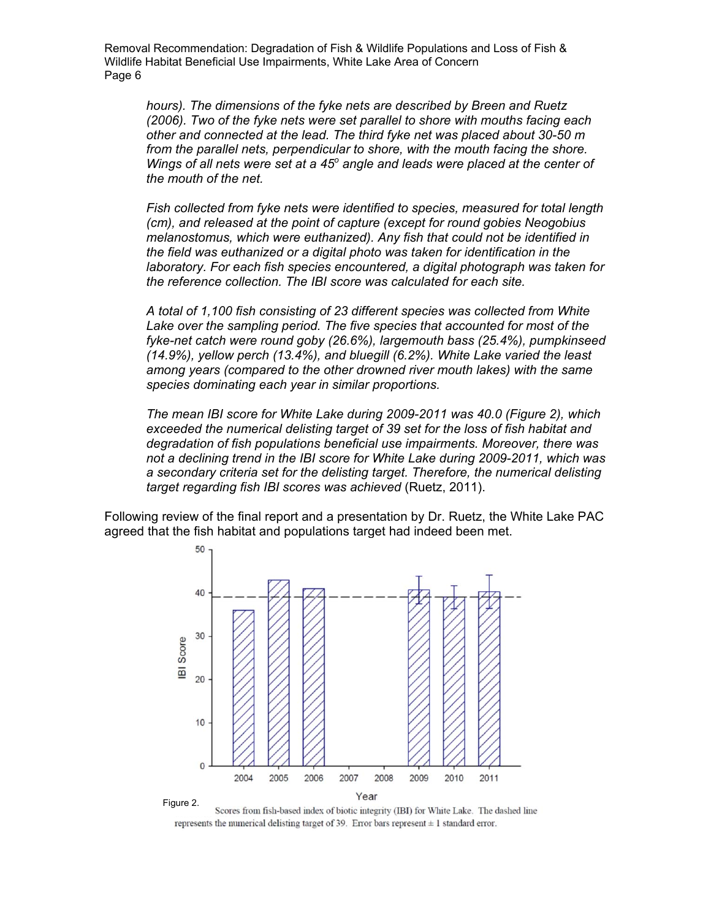*hours). The dimensions of the fyke nets are described by Breen and Ruetz (2006). Two of the fyke nets were set parallel to shore with mouths facing each other and connected at the lead. The third fyke net was placed about 30-50 m from the parallel nets, perpendicular to shore, with the mouth facing the shore. Wings of all nets were set at a 45° angle and leads were placed at the center of the mouth of the net.*

*Fish collected from fyke nets were identified to species, measured for total length (cm), and released at the point of capture (except for round gobies Neogobius melanostomus, which were euthanized). Any fish that could not be identified in the field was euthanized or a digital photo was taken for identification in the laboratory. For each fish species encountered, a digital photograph was taken for the reference collection. The IBI score was calculated for each site.*

*A total of 1,100 fish consisting of 23 different species was collected from White Lake over the sampling period. The five species that accounted for most of the fyke-net catch were round goby (26.6%), largemouth bass (25.4%), pumpkinseed (14.9%), yellow perch (13.4%), and bluegill (6.2%). White Lake varied the least among years (compared to the other drowned river mouth lakes) with the same species dominating each year in similar proportions.*

*The mean IBI score for White Lake during 2009-2011 was 40.0 (Figure 2), which exceeded the numerical delisting target of 39 set for the loss of fish habitat and degradation of fish populations beneficial use impairments. Moreover, there was not a declining trend in the IBI score for White Lake during 2009-2011, which was a secondary criteria set for the delisting target. Therefore, the numerical delisting target regarding fish IBI scores was achieved* (Ruetz, 2011).

Following review of the final report and a presentation by Dr. Ruetz, the White Lake PAC agreed that the fish habitat and populations target had indeed been met.

Figure 2. Scores from fish-based index of biotic integrity (IBI) for White Lake. The dashed line represents the numerical delisting target of 39. Error bars represent ± 1 standard error.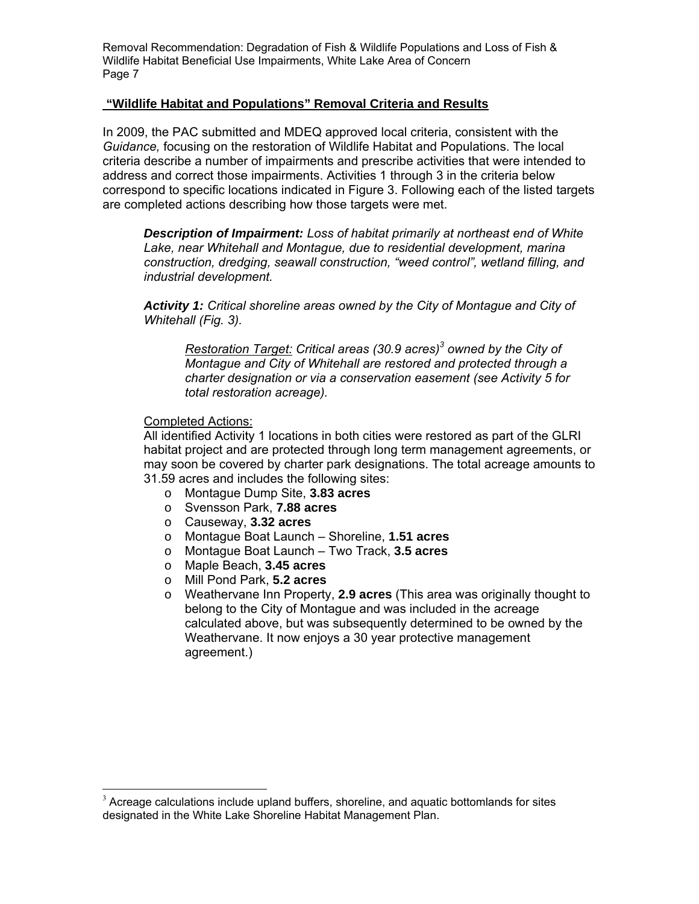## "Wildlife Habitat and Populations" Removal Criteria and Results

In 2009, the PAC submitted and MDEQ approved local criteria, consistent with the *Guidance,* focusing on the restoration of Wildlife Habitat and Populations. The local criteria describe a number of impairments and prescribe activities that were intended to address and correct those impairments. Activities 1 through 3 in the criteria below correspond to specific locations indicated in Figure 3. Following each of the listed targets are completed actions describing how those targets were met.

> ***Description of Impairment:*** *Loss of habitat primarily at northeast end of White Lake, near Whitehall and Montague, due to residential development, marina construction, dredging, seawall construction, "weed control", wetland filling, and industrial development.*
>
> ***Activity 1:*** *Critical shoreline areas owned by the City of Montague and City of Whitehall (Fig. 3).*
>
> > *Restoration Target:* *Critical areas (30.9 acres)[3] owned by the City of Montague and City of Whitehall are restored and protected through a charter designation or via a conservation easement (see Activity 5 for total restoration acreage).*
>
> Completed Actions:
>
> All identified Activity 1 locations in both cities were restored as part of the GLRI habitat project and are protected through long term management agreements, or may soon be covered by charter park designations. The total acreage amounts to 31.59 acres and includes the following sites:
>
> - Montague Dump Site, **3.83 acres**
> - Svensson Park, **7.88 acres**
> - Causeway, **3.32 acres**
> - Montague Boat Launch – Shoreline, **1.51 acres**
> - Montague Boat Launch – Two Track, **3.5 acres**
> - Maple Beach, **3.45 acres**
> - Mill Pond Park, **5.2 acres**
> - Weathervane Inn Property, **2.9 acres** (This area was originally thought to belong to the City of Montague and was included in the acreage calculated above, but was subsequently determined to be owned by the Weathervane. It now enjoys a 30 year protective management agreement.)

[3] Acreage calculations include upland buffers, shoreline, and aquatic bottomlands for sites designated in the White Lake Shoreline Habitat Management Plan.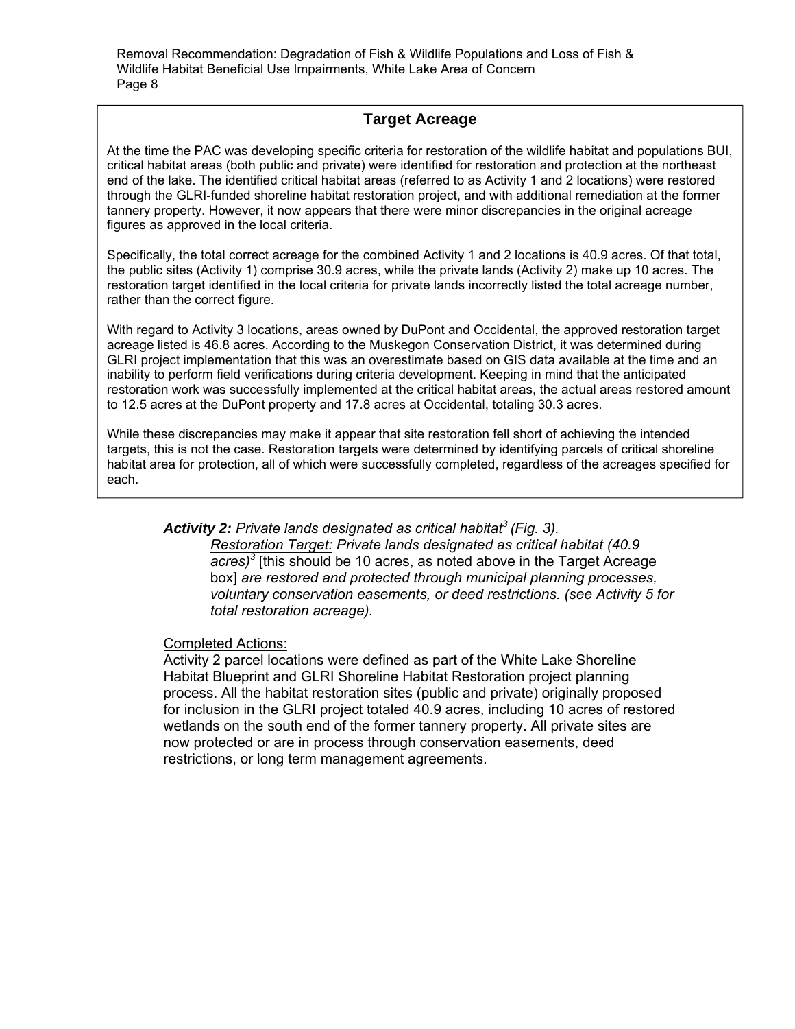## Target Acreage

At the time the PAC was developing specific criteria for restoration of the wildlife habitat and populations BUI, critical habitat areas (both public and private) were identified for restoration and protection at the northeast end of the lake. The identified critical habitat areas (referred to as Activity 1 and 2 locations) were restored through the GLRI-funded shoreline habitat restoration project, and with additional remediation at the former tannery property. However, it now appears that there were minor discrepancies in the original acreage figures as approved in the local criteria.

Specifically, the total correct acreage for the combined Activity 1 and 2 locations is 40.9 acres. Of that total, the public sites (Activity 1) comprise 30.9 acres, while the private lands (Activity 2) make up 10 acres. The restoration target identified in the local criteria for private lands incorrectly listed the total acreage number, rather than the correct figure.

With regard to Activity 3 locations, areas owned by DuPont and Occidental, the approved restoration target acreage listed is 46.8 acres. According to the Muskegon Conservation District, it was determined during GLRI project implementation that this was an overestimate based on GIS data available at the time and an inability to perform field verifications during criteria development. Keeping in mind that the anticipated restoration work was successfully implemented at the critical habitat areas, the actual areas restored amount to 12.5 acres at the DuPont property and 17.8 acres at Occidental, totaling 30.3 acres.

While these discrepancies may make it appear that site restoration fell short of achieving the intended targets, this is not the case. Restoration targets were determined by identifying parcels of critical shoreline habitat area for protection, all of which were successfully completed, regardless of the acreages specified for each.

***Activity 2:*** *Private lands designated as critical habitat[3] (Fig. 3).*

> *Restoration Target: Private lands designated as critical habitat (40.9 acres)[3]* [this should be 10 acres, as noted above in the Target Acreage box] *are restored and protected through municipal planning processes, voluntary conservation easements, or deed restrictions. (see Activity 5 for total restoration acreage).*

Completed Actions:

Activity 2 parcel locations were defined as part of the White Lake Shoreline Habitat Blueprint and GLRI Shoreline Habitat Restoration project planning process. All the habitat restoration sites (public and private) originally proposed for inclusion in the GLRI project totaled 40.9 acres, including 10 acres of restored wetlands on the south end of the former tannery property. All private sites are now protected or are in process through conservation easements, deed restrictions, or long term management agreements.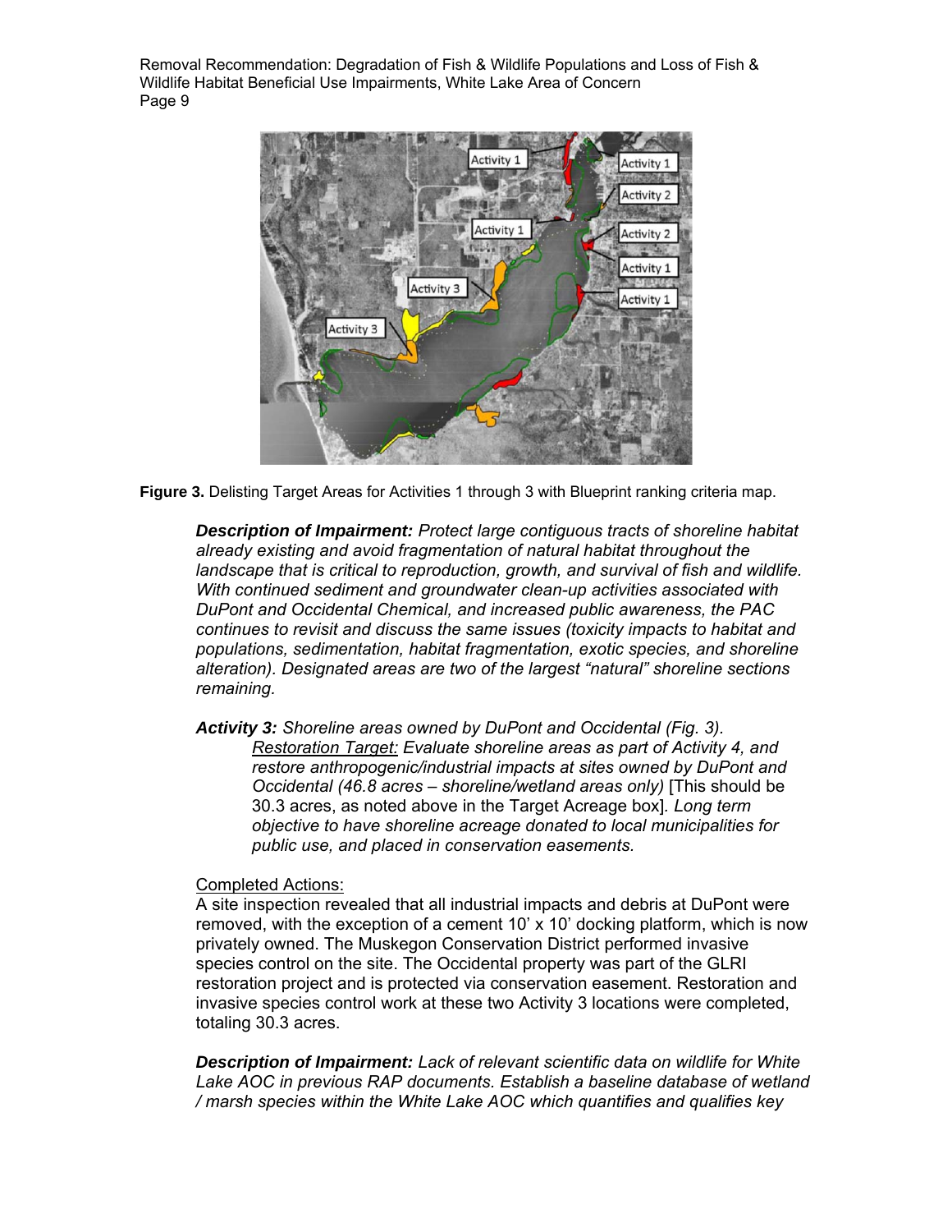**Figure 3.** Delisting Target Areas for Activities 1 through 3 with Blueprint ranking criteria map.

***Description of Impairment:*** *Protect large contiguous tracts of shoreline habitat already existing and avoid fragmentation of natural habitat throughout the landscape that is critical to reproduction, growth, and survival of fish and wildlife. With continued sediment and groundwater clean-up activities associated with DuPont and Occidental Chemical, and increased public awareness, the PAC continues to revisit and discuss the same issues (toxicity impacts to habitat and populations, sedimentation, habitat fragmentation, exotic species, and shoreline alteration). Designated areas are two of the largest "natural" shoreline sections remaining.*

***Activity 3:*** *Shoreline areas owned by DuPont and Occidental (Fig. 3).*

*Restoration Target: Evaluate shoreline areas as part of Activity 4, and restore anthropogenic/industrial impacts at sites owned by DuPont and Occidental (46.8 acres – shoreline/wetland areas only)* [This should be 30.3 acres, as noted above in the Target Acreage box]. *Long term objective to have shoreline acreage donated to local municipalities for public use, and placed in conservation easements.*

Completed Actions:

A site inspection revealed that all industrial impacts and debris at DuPont were removed, with the exception of a cement 10' x 10' docking platform, which is now privately owned. The Muskegon Conservation District performed invasive species control on the site. The Occidental property was part of the GLRI restoration project and is protected via conservation easement. Restoration and invasive species control work at these two Activity 3 locations were completed, totaling 30.3 acres.

***Description of Impairment:*** *Lack of relevant scientific data on wildlife for White Lake AOC in previous RAP documents. Establish a baseline database of wetland / marsh species within the White Lake AOC which quantifies and qualifies key*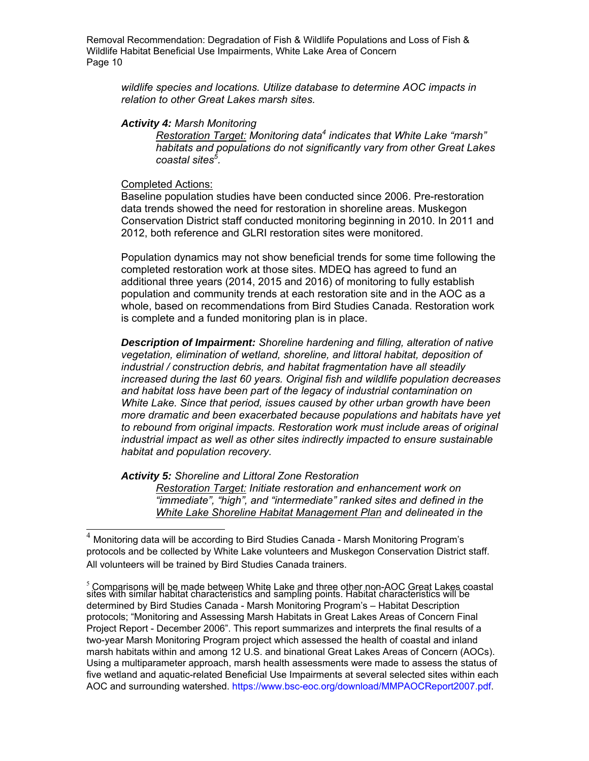*wildlife species and locations. Utilize database to determine AOC impacts in relation to other Great Lakes marsh sites.*

***Activity 4:*** *Marsh Monitoring*

*Restoration Target:* *Monitoring data[4] indicates that White Lake "marsh" habitats and populations do not significantly vary from other Great Lakes coastal sites[5].*

Completed Actions:

Baseline population studies have been conducted since 2006. Pre-restoration data trends showed the need for restoration in shoreline areas. Muskegon Conservation District staff conducted monitoring beginning in 2010. In 2011 and 2012, both reference and GLRI restoration sites were monitored.

Population dynamics may not show beneficial trends for some time following the completed restoration work at those sites. MDEQ has agreed to fund an additional three years (2014, 2015 and 2016) of monitoring to fully establish population and community trends at each restoration site and in the AOC as a whole, based on recommendations from Bird Studies Canada. Restoration work is complete and a funded monitoring plan is in place.

***Description of Impairment:*** *Shoreline hardening and filling, alteration of native vegetation, elimination of wetland, shoreline, and littoral habitat, deposition of industrial / construction debris, and habitat fragmentation have all steadily increased during the last 60 years. Original fish and wildlife population decreases and habitat loss have been part of the legacy of industrial contamination on White Lake. Since that period, issues caused by other urban growth have been more dramatic and been exacerbated because populations and habitats have yet to rebound from original impacts. Restoration work must include areas of original industrial impact as well as other sites indirectly impacted to ensure sustainable habitat and population recovery.*

***Activity 5:*** *Shoreline and Littoral Zone Restoration*

*Restoration Target:* *Initiate restoration and enhancement work on "immediate", "high", and "intermediate" ranked sites and defined in the White Lake Shoreline Habitat Management Plan and delineated in the*

---

[4] Monitoring data will be according to Bird Studies Canada - Marsh Monitoring Program's protocols and be collected by White Lake volunteers and Muskegon Conservation District staff. All volunteers will be trained by Bird Studies Canada trainers.

[5] Comparisons will be made between White Lake and three other non-AOC Great Lakes coastal sites with similar habitat characteristics and sampling points. Habitat characteristics will be determined by Bird Studies Canada - Marsh Monitoring Program's – Habitat Description protocols; "Monitoring and Assessing Marsh Habitats in Great Lakes Areas of Concern Final Project Report - December 2006". This report summarizes and interprets the final results of a two-year Marsh Monitoring Program project which assessed the health of coastal and inland marsh habitats within and among 12 U.S. and binational Great Lakes Areas of Concern (AOCs). Using a multiparameter approach, marsh health assessments were made to assess the status of five wetland and aquatic-related Beneficial Use Impairments at several selected sites within each AOC and surrounding watershed. https://www.bsc-eoc.org/download/MMPAOCReport2007.pdf.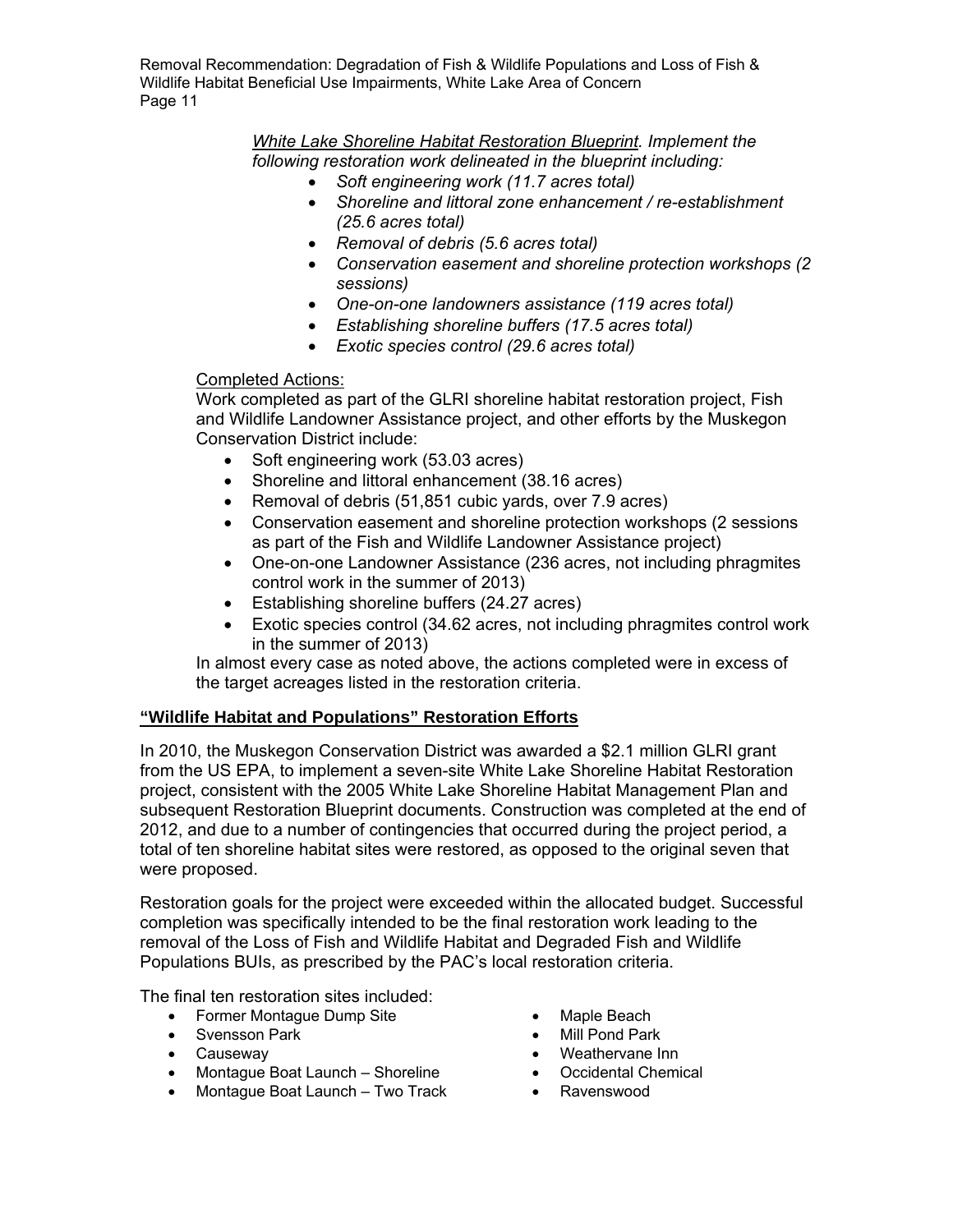*White Lake Shoreline Habitat Restoration Blueprint. Implement the following restoration work delineated in the blueprint including:*

- *Soft engineering work (11.7 acres total)*
- *Shoreline and littoral zone enhancement / re-establishment (25.6 acres total)*
- *Removal of debris (5.6 acres total)*
- *Conservation easement and shoreline protection workshops (2 sessions)*
- *One-on-one landowners assistance (119 acres total)*
- *Establishing shoreline buffers (17.5 acres total)*
- *Exotic species control (29.6 acres total)*

Completed Actions:

Work completed as part of the GLRI shoreline habitat restoration project, Fish and Wildlife Landowner Assistance project, and other efforts by the Muskegon Conservation District include:

- Soft engineering work (53.03 acres)
- Shoreline and littoral enhancement (38.16 acres)
- Removal of debris (51,851 cubic yards, over 7.9 acres)
- Conservation easement and shoreline protection workshops (2 sessions as part of the Fish and Wildlife Landowner Assistance project)
- One-on-one Landowner Assistance (236 acres, not including phragmites control work in the summer of 2013)
- Establishing shoreline buffers (24.27 acres)
- Exotic species control (34.62 acres, not including phragmites control work in the summer of 2013)

In almost every case as noted above, the actions completed were in excess of the target acreages listed in the restoration criteria.

## "Wildlife Habitat and Populations" Restoration Efforts

In 2010, the Muskegon Conservation District was awarded a $2.1 million GLRI grant from the US EPA, to implement a seven-site White Lake Shoreline Habitat Restoration project, consistent with the 2005 White Lake Shoreline Habitat Management Plan and subsequent Restoration Blueprint documents. Construction was completed at the end of 2012, and due to a number of contingencies that occurred during the project period, a total of ten shoreline habitat sites were restored, as opposed to the original seven that were proposed.

Restoration goals for the project were exceeded within the allocated budget. Successful completion was specifically intended to be the final restoration work leading to the removal of the Loss of Fish and Wildlife Habitat and Degraded Fish and Wildlife Populations BUIs, as prescribed by the PAC's local restoration criteria.

The final ten restoration sites included:

- Former Montague Dump Site
- Svensson Park
- Causeway
- Montague Boat Launch – Shoreline
- Montague Boat Launch – Two Track
- Maple Beach
- Mill Pond Park
- Weathervane Inn
- Occidental Chemical
- Ravenswood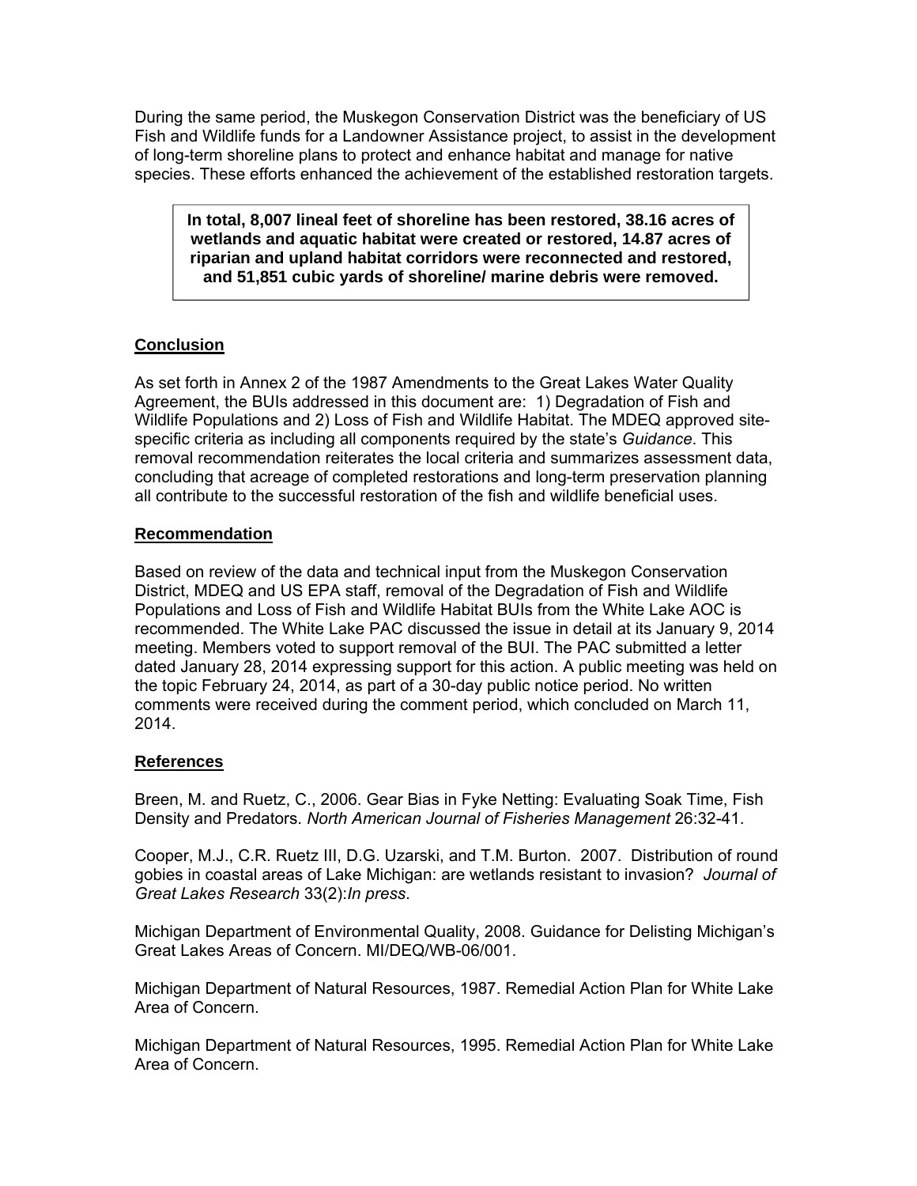During the same period, the Muskegon Conservation District was the beneficiary of US Fish and Wildlife funds for a Landowner Assistance project, to assist in the development of long-term shoreline plans to protect and enhance habitat and manage for native species. These efforts enhanced the achievement of the established restoration targets.

**In total, 8,007 lineal feet of shoreline has been restored, 38.16 acres of wetlands and aquatic habitat were created or restored, 14.87 acres of riparian and upland habitat corridors were reconnected and restored, and 51,851 cubic yards of shoreline/ marine debris were removed.**

## Conclusion

As set forth in Annex 2 of the 1987 Amendments to the Great Lakes Water Quality Agreement, the BUIs addressed in this document are: 1) Degradation of Fish and Wildlife Populations and 2) Loss of Fish and Wildlife Habitat. The MDEQ approved site-specific criteria as including all components required by the state's *Guidance*. This removal recommendation reiterates the local criteria and summarizes assessment data, concluding that acreage of completed restorations and long-term preservation planning all contribute to the successful restoration of the fish and wildlife beneficial uses.

## Recommendation

Based on review of the data and technical input from the Muskegon Conservation District, MDEQ and US EPA staff, removal of the Degradation of Fish and Wildlife Populations and Loss of Fish and Wildlife Habitat BUIs from the White Lake AOC is recommended. The White Lake PAC discussed the issue in detail at its January 9, 2014 meeting. Members voted to support removal of the BUI. The PAC submitted a letter dated January 28, 2014 expressing support for this action. A public meeting was held on the topic February 24, 2014, as part of a 30-day public notice period. No written comments were received during the comment period, which concluded on March 11, 2014.

## References

Breen, M. and Ruetz, C., 2006. Gear Bias in Fyke Netting: Evaluating Soak Time, Fish Density and Predators. *North American Journal of Fisheries Management* 26:32-41.

Cooper, M.J., C.R. Ruetz III, D.G. Uzarski, and T.M. Burton. 2007. Distribution of round gobies in coastal areas of Lake Michigan: are wetlands resistant to invasion? *Journal of Great Lakes Research* 33(2):*In press*.

Michigan Department of Environmental Quality, 2008. Guidance for Delisting Michigan's Great Lakes Areas of Concern. MI/DEQ/WB-06/001.

Michigan Department of Natural Resources, 1987. Remedial Action Plan for White Lake Area of Concern.

Michigan Department of Natural Resources, 1995. Remedial Action Plan for White Lake Area of Concern.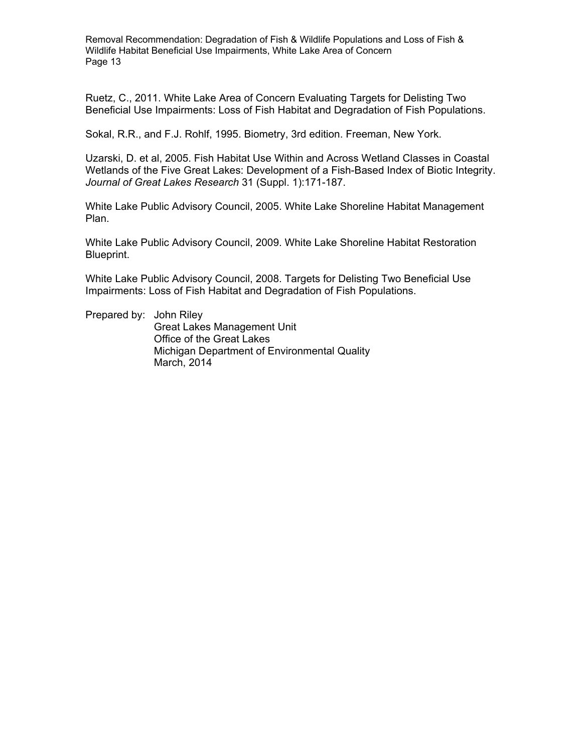Ruetz, C., 2011. White Lake Area of Concern Evaluating Targets for Delisting Two Beneficial Use Impairments: Loss of Fish Habitat and Degradation of Fish Populations.

Sokal, R.R., and F.J. Rohlf, 1995. Biometry, 3rd edition. Freeman, New York.

Uzarski, D. et al, 2005. Fish Habitat Use Within and Across Wetland Classes in Coastal Wetlands of the Five Great Lakes: Development of a Fish-Based Index of Biotic Integrity. *Journal of Great Lakes Research* 31 (Suppl. 1):171-187.

White Lake Public Advisory Council, 2005. White Lake Shoreline Habitat Management Plan.

White Lake Public Advisory Council, 2009. White Lake Shoreline Habitat Restoration Blueprint.

White Lake Public Advisory Council, 2008. Targets for Delisting Two Beneficial Use Impairments: Loss of Fish Habitat and Degradation of Fish Populations.

Prepared by: John Riley
Great Lakes Management Unit
Office of the Great Lakes
Michigan Department of Environmental Quality
March, 2014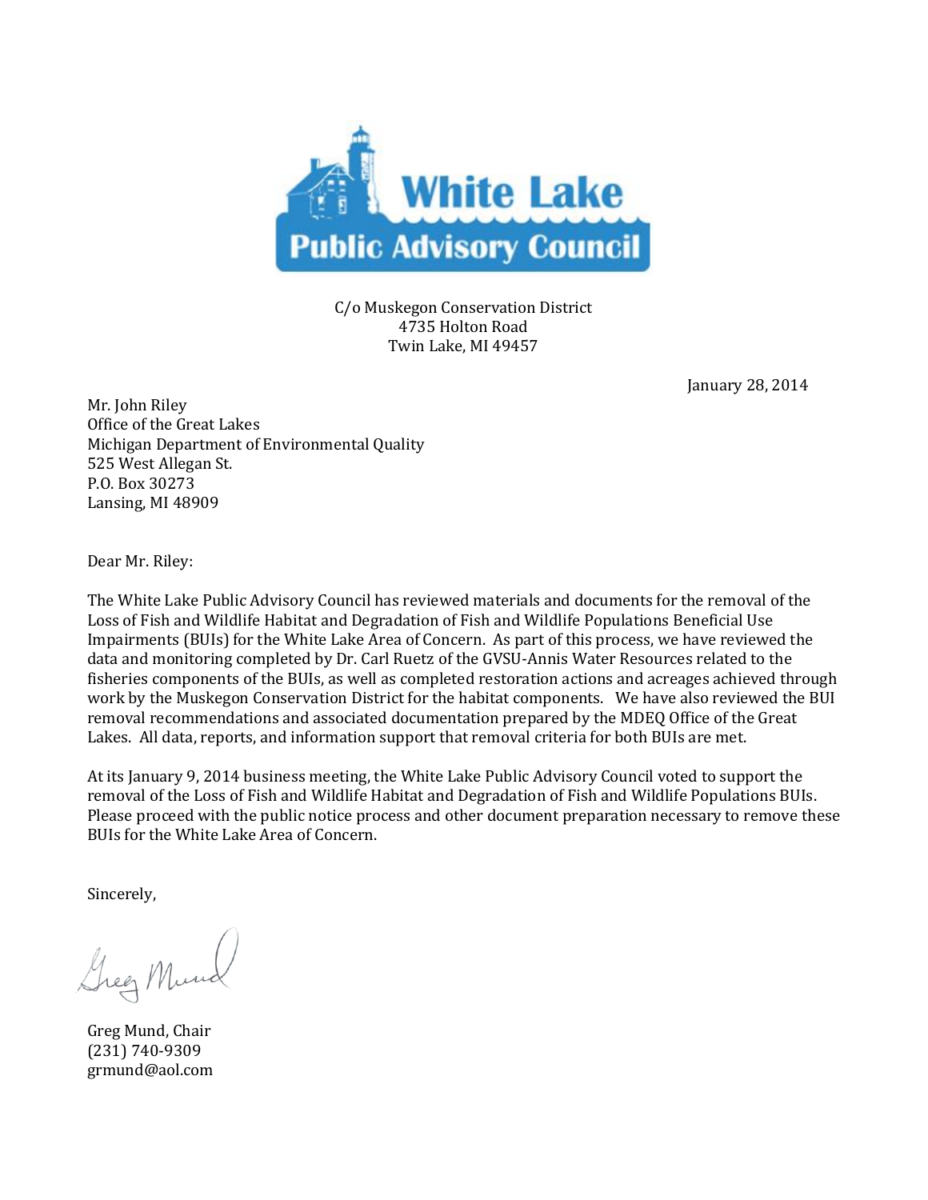White Lake

Public Advisory Council

C/o Muskegon Conservation District
4735 Holton Road
Twin Lake, MI 49457

January 28, 2014

Mr. John Riley
Office of the Great Lakes
Michigan Department of Environmental Quality
525 West Allegan St.
P.O. Box 30273
Lansing, MI 48909

Dear Mr. Riley:

The White Lake Public Advisory Council has reviewed materials and documents for the removal of the Loss of Fish and Wildlife Habitat and Degradation of Fish and Wildlife Populations Beneficial Use Impairments (BUIs) for the White Lake Area of Concern. As part of this process, we have reviewed the data and monitoring completed by Dr. Carl Ruetz of the GVSU-Annis Water Resources related to the fisheries components of the BUIs, as well as completed restoration actions and acreages achieved through work by the Muskegon Conservation District for the habitat components. We have also reviewed the BUI removal recommendations and associated documentation prepared by the MDEQ Office of the Great Lakes. All data, reports, and information support that removal criteria for both BUIs are met.

At its January 9, 2014 business meeting, the White Lake Public Advisory Council voted to support the removal of the Loss of Fish and Wildlife Habitat and Degradation of Fish and Wildlife Populations BUIs. Please proceed with the public notice process and other document preparation necessary to remove these BUIs for the White Lake Area of Concern.

Sincerely,

Greg Mund

Greg Mund, Chair
(231) 740-9309
grmund@aol.com